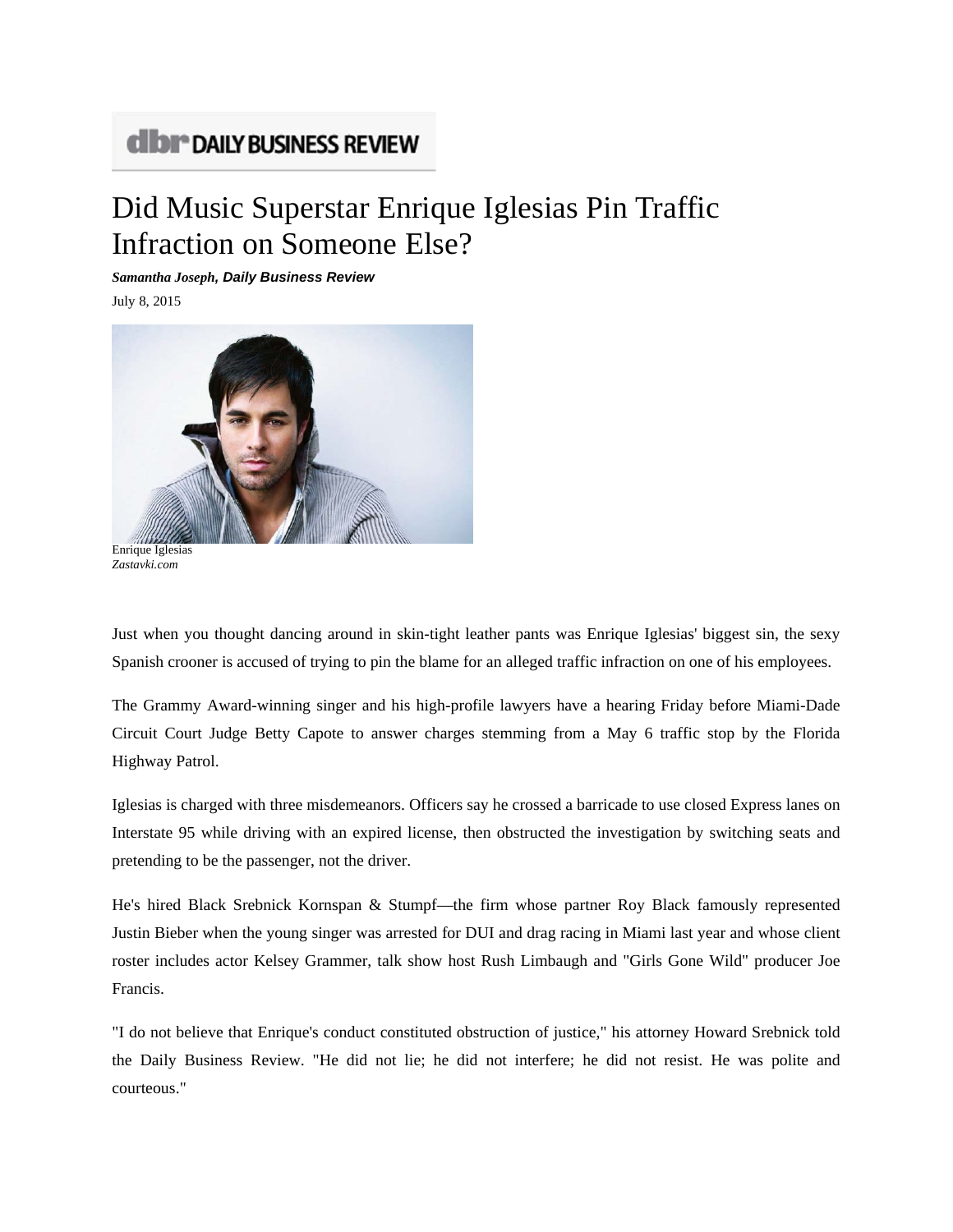DAILY BUSINESS REVIEW

# Did Music Superstar Enrique Iglesias Pin Traffic Infraction on Someone Else?

***Samantha Joseph, Daily Business Review***

July 8, 2015

Enrique Iglesias
*Zastavki.com*

Just when you thought dancing around in skin-tight leather pants was Enrique Iglesias' biggest sin, the sexy Spanish crooner is accused of trying to pin the blame for an alleged traffic infraction on one of his employees.

The Grammy Award-winning singer and his high-profile lawyers have a hearing Friday before Miami-Dade Circuit Court Judge Betty Capote to answer charges stemming from a May 6 traffic stop by the Florida Highway Patrol.

Iglesias is charged with three misdemeanors. Officers say he crossed a barricade to use closed Express lanes on Interstate 95 while driving with an expired license, then obstructed the investigation by switching seats and pretending to be the passenger, not the driver.

He's hired Black Srebnick Kornspan & Stumpf—the firm whose partner Roy Black famously represented Justin Bieber when the young singer was arrested for DUI and drag racing in Miami last year and whose client roster includes actor Kelsey Grammer, talk show host Rush Limbaugh and "Girls Gone Wild" producer Joe Francis.

"I do not believe that Enrique's conduct constituted obstruction of justice," his attorney Howard Srebnick told the Daily Business Review. "He did not lie; he did not interfere; he did not resist. He was polite and courteous."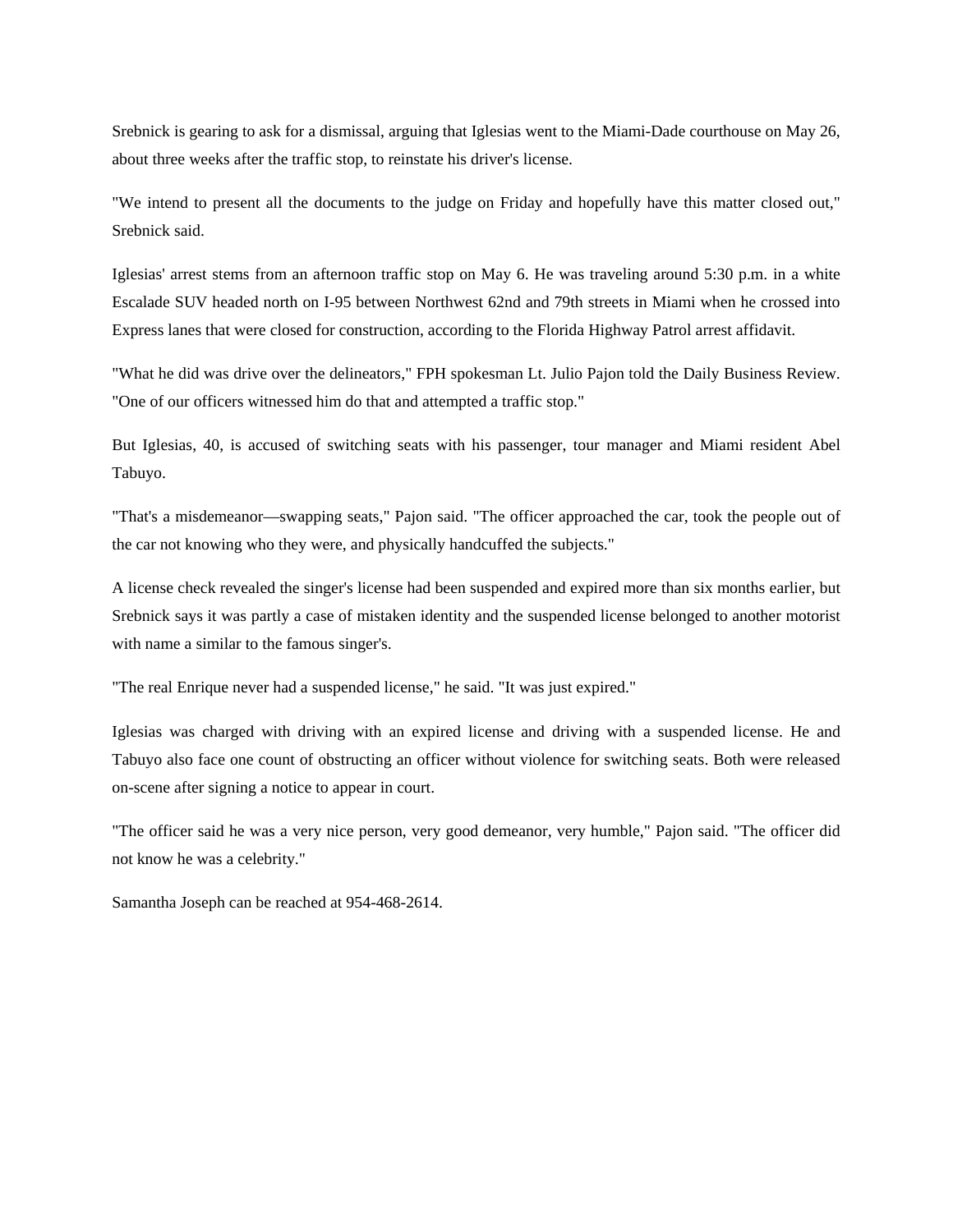Srebnick is gearing to ask for a dismissal, arguing that Iglesias went to the Miami-Dade courthouse on May 26, about three weeks after the traffic stop, to reinstate his driver's license.

"We intend to present all the documents to the judge on Friday and hopefully have this matter closed out," Srebnick said.

Iglesias' arrest stems from an afternoon traffic stop on May 6. He was traveling around 5:30 p.m. in a white Escalade SUV headed north on I-95 between Northwest 62nd and 79th streets in Miami when he crossed into Express lanes that were closed for construction, according to the Florida Highway Patrol arrest affidavit.

"What he did was drive over the delineators," FPH spokesman Lt. Julio Pajon told the Daily Business Review. "One of our officers witnessed him do that and attempted a traffic stop."

But Iglesias, 40, is accused of switching seats with his passenger, tour manager and Miami resident Abel Tabuyo.

"That's a misdemeanor—swapping seats," Pajon said. "The officer approached the car, took the people out of the car not knowing who they were, and physically handcuffed the subjects."

A license check revealed the singer's license had been suspended and expired more than six months earlier, but Srebnick says it was partly a case of mistaken identity and the suspended license belonged to another motorist with name a similar to the famous singer's.

"The real Enrique never had a suspended license," he said. "It was just expired."

Iglesias was charged with driving with an expired license and driving with a suspended license. He and Tabuyo also face one count of obstructing an officer without violence for switching seats. Both were released on-scene after signing a notice to appear in court.

"The officer said he was a very nice person, very good demeanor, very humble," Pajon said. "The officer did not know he was a celebrity."

Samantha Joseph can be reached at 954-468-2614.